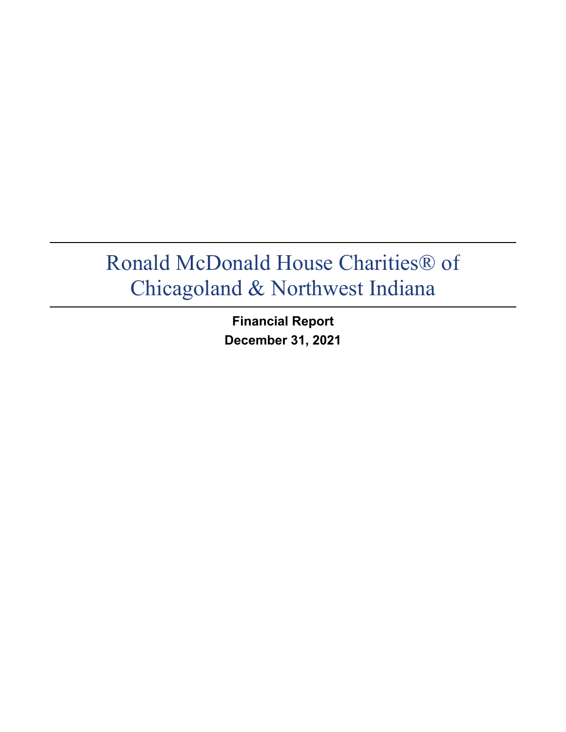# Ronald McDonald House Charities® of Chicagoland & Northwest Indiana

**Financial Report**

**December 31, 2021**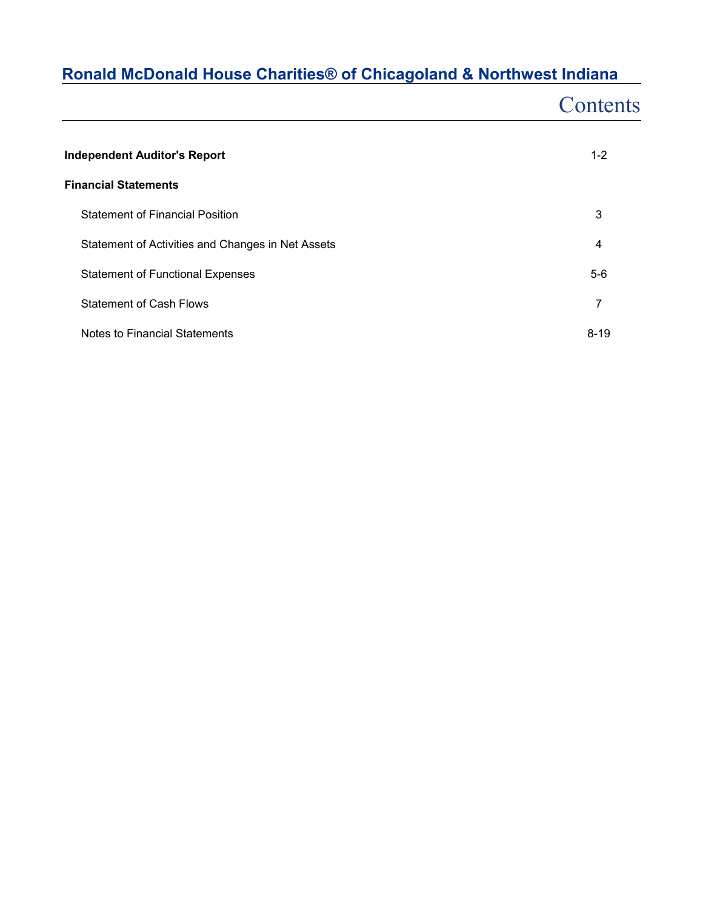# Ronald McDonald House Charities® of Chicagoland & Northwest Indiana

## Contents

| | |
|---|---|
| **Independent Auditor's Report** | 1-2 |
| **Financial Statements** | |
| Statement of Financial Position | 3 |
| Statement of Activities and Changes in Net Assets | 4 |
| Statement of Functional Expenses | 5-6 |
| Statement of Cash Flows | 7 |
| Notes to Financial Statements | 8-19 |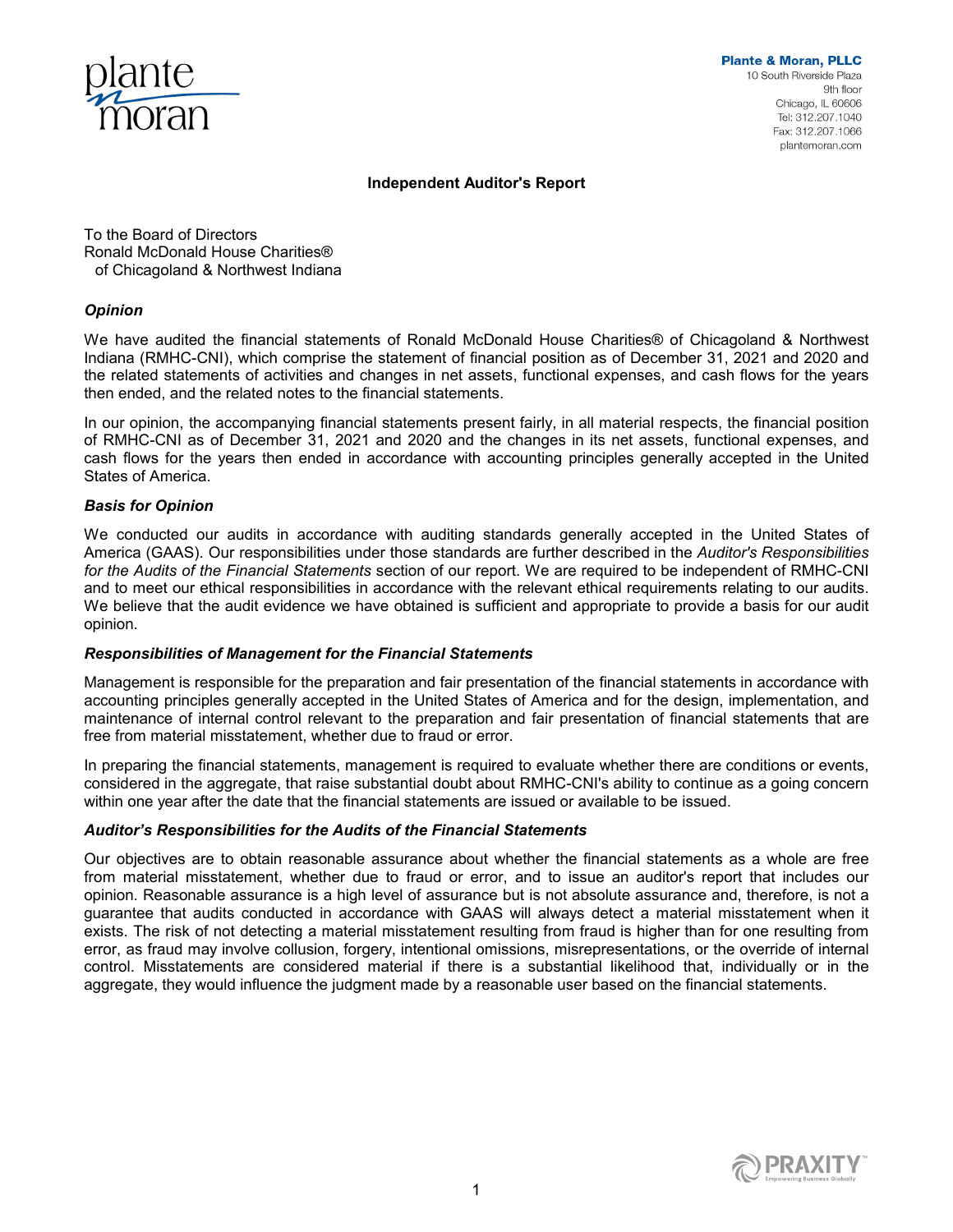Plante & Moran, PLLC
10 South Riverside Plaza
9th floor
Chicago, IL 60606
Tel: 312.207.1040
Fax: 312.207.1066
plantemoran.com

## Independent Auditor's Report

To the Board of Directors
Ronald McDonald House Charities®
of Chicagoland & Northwest Indiana

### *Opinion*

We have audited the financial statements of Ronald McDonald House Charities® of Chicagoland & Northwest Indiana (RMHC-CNI), which comprise the statement of financial position as of December 31, 2021 and 2020 and the related statements of activities and changes in net assets, functional expenses, and cash flows for the years then ended, and the related notes to the financial statements.

In our opinion, the accompanying financial statements present fairly, in all material respects, the financial position of RMHC-CNI as of December 31, 2021 and 2020 and the changes in its net assets, functional expenses, and cash flows for the years then ended in accordance with accounting principles generally accepted in the United States of America.

### *Basis for Opinion*

We conducted our audits in accordance with auditing standards generally accepted in the United States of America (GAAS). Our responsibilities under those standards are further described in the *Auditor's Responsibilities for the Audits of the Financial Statements* section of our report. We are required to be independent of RMHC-CNI and to meet our ethical responsibilities in accordance with the relevant ethical requirements relating to our audits. We believe that the audit evidence we have obtained is sufficient and appropriate to provide a basis for our audit opinion.

### *Responsibilities of Management for the Financial Statements*

Management is responsible for the preparation and fair presentation of the financial statements in accordance with accounting principles generally accepted in the United States of America and for the design, implementation, and maintenance of internal control relevant to the preparation and fair presentation of financial statements that are free from material misstatement, whether due to fraud or error.

In preparing the financial statements, management is required to evaluate whether there are conditions or events, considered in the aggregate, that raise substantial doubt about RMHC-CNI's ability to continue as a going concern within one year after the date that the financial statements are issued or available to be issued.

### *Auditor's Responsibilities for the Audits of the Financial Statements*

Our objectives are to obtain reasonable assurance about whether the financial statements as a whole are free from material misstatement, whether due to fraud or error, and to issue an auditor's report that includes our opinion. Reasonable assurance is a high level of assurance but is not absolute assurance and, therefore, is not a guarantee that audits conducted in accordance with GAAS will always detect a material misstatement when it exists. The risk of not detecting a material misstatement resulting from fraud is higher than for one resulting from error, as fraud may involve collusion, forgery, intentional omissions, misrepresentations, or the override of internal control. Misstatements are considered material if there is a substantial likelihood that, individually or in the aggregate, they would influence the judgment made by a reasonable user based on the financial statements.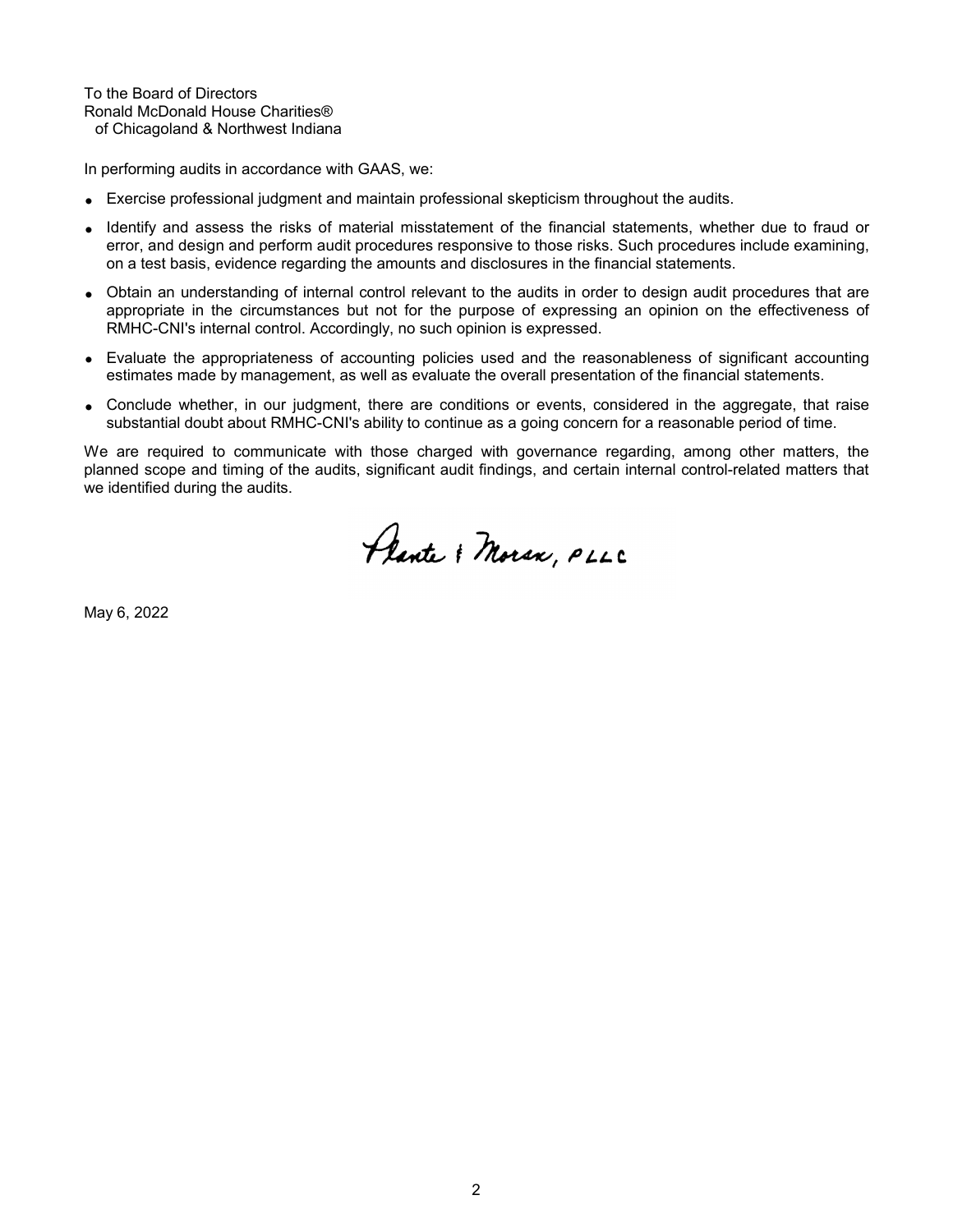To the Board of Directors
Ronald McDonald House Charities®
of Chicagoland & Northwest Indiana

In performing audits in accordance with GAAS, we:

- Exercise professional judgment and maintain professional skepticism throughout the audits.
- Identify and assess the risks of material misstatement of the financial statements, whether due to fraud or error, and design and perform audit procedures responsive to those risks. Such procedures include examining, on a test basis, evidence regarding the amounts and disclosures in the financial statements.
- Obtain an understanding of internal control relevant to the audits in order to design audit procedures that are appropriate in the circumstances but not for the purpose of expressing an opinion on the effectiveness of RMHC-CNI's internal control. Accordingly, no such opinion is expressed.
- Evaluate the appropriateness of accounting policies used and the reasonableness of significant accounting estimates made by management, as well as evaluate the overall presentation of the financial statements.
- Conclude whether, in our judgment, there are conditions or events, considered in the aggregate, that raise substantial doubt about RMHC-CNI's ability to continue as a going concern for a reasonable period of time.

We are required to communicate with those charged with governance regarding, among other matters, the planned scope and timing of the audits, significant audit findings, and certain internal control-related matters that we identified during the audits.

Plante & Moran, PLLC

May 6, 2022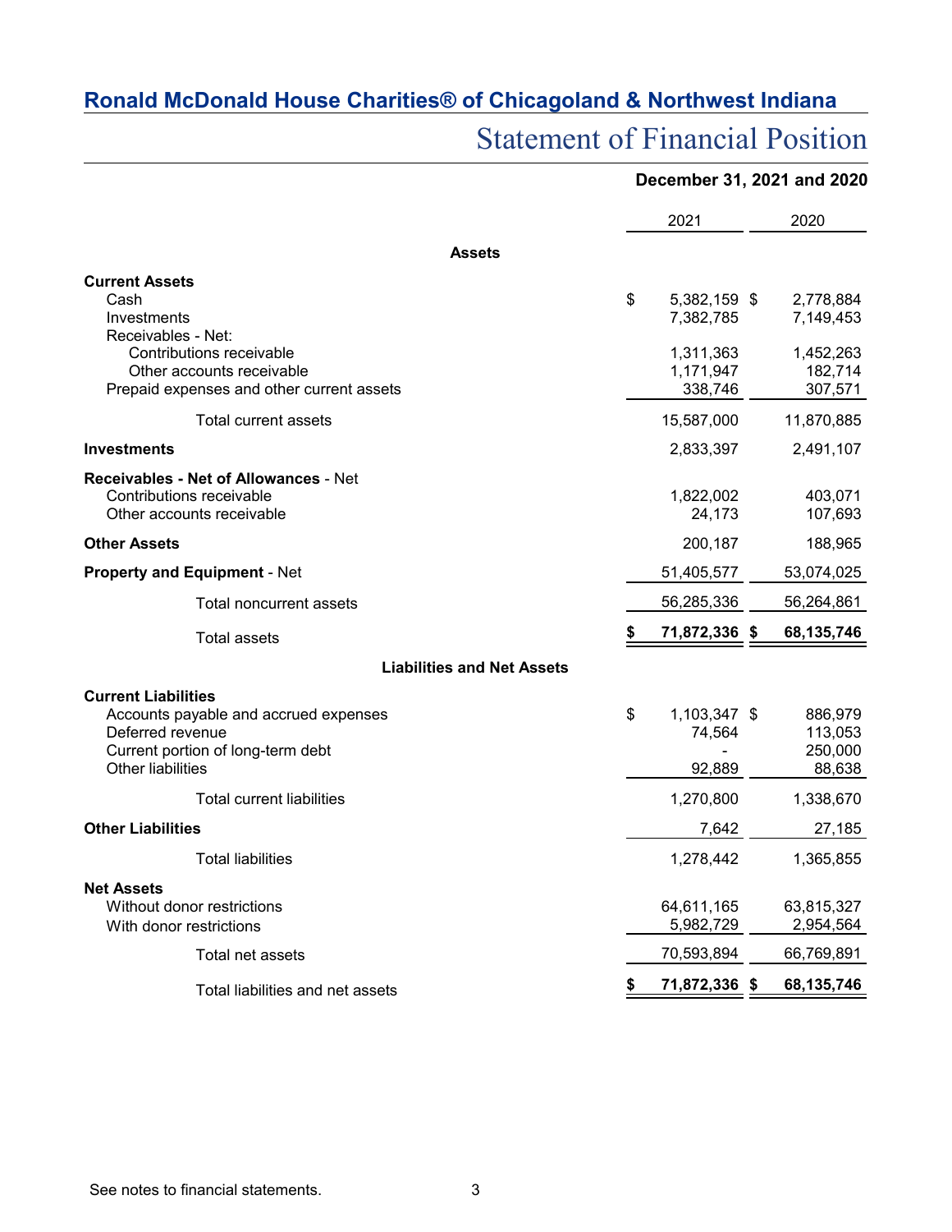## Ronald McDonald House Charities® of Chicagoland & Northwest Indiana

# Statement of Financial Position

**December 31, 2021 and 2020**

| | 2021 | 2020 |
|---|---|---|
| **Assets** | | |
| **Current Assets** | | |
| Cash | $ 5,382,159 | $ 2,778,884 |
| Investments | 7,382,785 | 7,149,453 |
| Receivables - Net: | | |
| Contributions receivable | 1,311,363 | 1,452,263 |
| Other accounts receivable | 1,171,947 | 182,714 |
| Prepaid expenses and other current assets | 338,746 | 307,571 |
| Total current assets | 15,587,000 | 11,870,885 |
| **Investments** | 2,833,397 | 2,491,107 |
| **Receivables - Net of Allowances** - Net | | |
| Contributions receivable | 1,822,002 | 403,071 |
| Other accounts receivable | 24,173 | 107,693 |
| **Other Assets** | 200,187 | 188,965 |
| **Property and Equipment** - Net | 51,405,577 | 53,074,025 |
| Total noncurrent assets | 56,285,336 | 56,264,861 |
| Total assets | **$ 71,872,336** | **$ 68,135,746** |
| **Liabilities and Net Assets** | | |
| **Current Liabilities** | | |
| Accounts payable and accrued expenses | $ 1,103,347 | $ 886,979 |
| Deferred revenue | 74,564 | 113,053 |
| Current portion of long-term debt | - | 250,000 |
| Other liabilities | 92,889 | 88,638 |
| Total current liabilities | 1,270,800 | 1,338,670 |
| **Other Liabilities** | 7,642 | 27,185 |
| Total liabilities | 1,278,442 | 1,365,855 |
| **Net Assets** | | |
| Without donor restrictions | 64,611,165 | 63,815,327 |
| With donor restrictions | 5,982,729 | 2,954,564 |
| Total net assets | 70,593,894 | 66,769,891 |
| Total liabilities and net assets | **$ 71,872,336** | **$ 68,135,746** |

See notes to financial statements.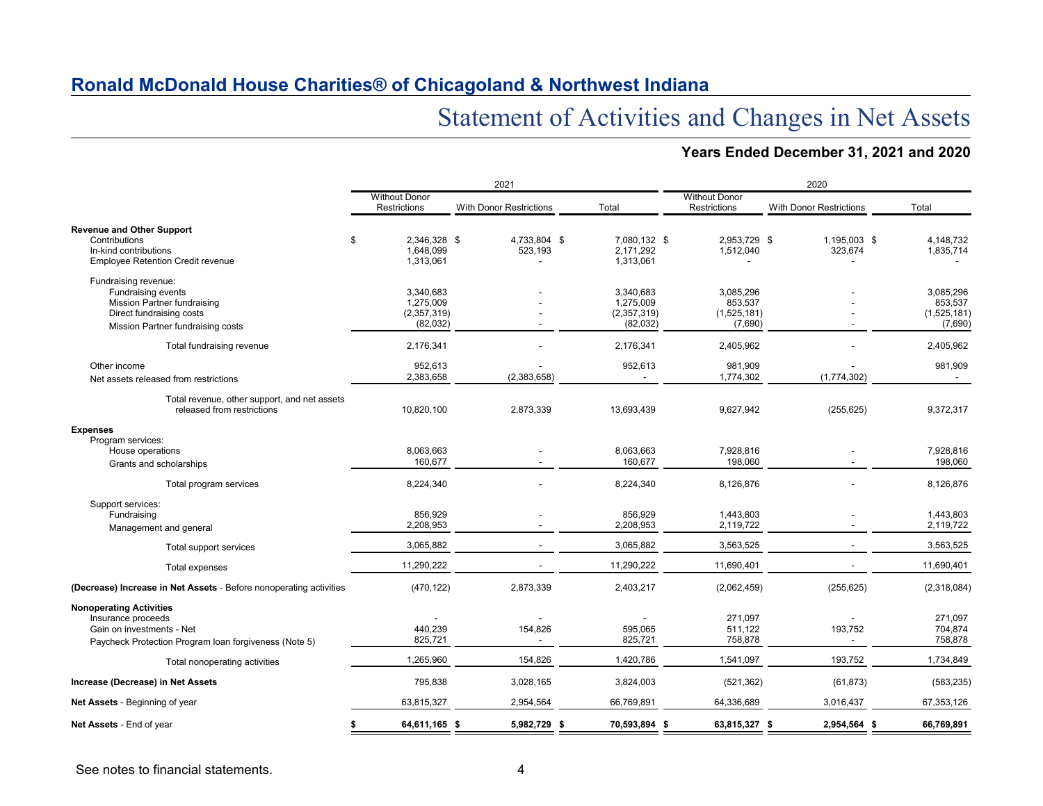## Ronald McDonald House Charities® of Chicagoland & Northwest Indiana

# Statement of Activities and Changes in Net Assets

### Years Ended December 31, 2021 and 2020

| | 2021 | | | 2020 | | |
|---|---|---|---|---|---|---|
| | Without Donor Restrictions | With Donor Restrictions | Total | Without Donor Restrictions | With Donor Restrictions | Total |
| **Revenue and Other Support** | | | | | | |
| Contributions | $ 2,346,328 | $ 4,733,804 | $ 7,080,132 | $ 2,953,729 | $ 1,195,003 | $ 4,148,732 |
| In-kind contributions | 1,648,099 | 523,193 | 2,171,292 | 1,512,040 | 323,674 | 1,835,714 |
| Employee Retention Credit revenue | 1,313,061 | - | 1,313,061 | - | - | - |
| Fundraising revenue: | | | | | | |
| Fundraising events | 3,340,683 | - | 3,340,683 | 3,085,296 | - | 3,085,296 |
| Mission Partner fundraising | 1,275,009 | - | 1,275,009 | 853,537 | - | 853,537 |
| Direct fundraising costs | (2,357,319) | - | (2,357,319) | (1,525,181) | - | (1,525,181) |
| Mission Partner fundraising costs | (82,032) | - | (82,032) | (7,690) | - | (7,690) |
| Total fundraising revenue | 2,176,341 | - | 2,176,341 | 2,405,962 | - | 2,405,962 |
| Other income | 952,613 | - | 952,613 | 981,909 | - | 981,909 |
| Net assets released from restrictions | 2,383,658 | (2,383,658) | - | 1,774,302 | (1,774,302) | - |
| Total revenue, other support, and net assets released from restrictions | 10,820,100 | 2,873,339 | 13,693,439 | 9,627,942 | (255,625) | 9,372,317 |
| **Expenses** | | | | | | |
| Program services: | | | | | | |
| House operations | 8,063,663 | - | 8,063,663 | 7,928,816 | - | 7,928,816 |
| Grants and scholarships | 160,677 | - | 160,677 | 198,060 | - | 198,060 |
| Total program services | 8,224,340 | - | 8,224,340 | 8,126,876 | - | 8,126,876 |
| Support services: | | | | | | |
| Fundraising | 856,929 | - | 856,929 | 1,443,803 | - | 1,443,803 |
| Management and general | 2,208,953 | - | 2,208,953 | 2,119,722 | - | 2,119,722 |
| Total support services | 3,065,882 | - | 3,065,882 | 3,563,525 | - | 3,563,525 |
| Total expenses | 11,290,222 | - | 11,290,222 | 11,690,401 | - | 11,690,401 |
| **(Decrease) Increase in Net Assets** - Before nonoperating activities | (470,122) | 2,873,339 | 2,403,217 | (2,062,459) | (255,625) | (2,318,084) |
| **Nonoperating Activities** | | | | | | |
| Insurance proceeds | - | - | - | 271,097 | - | 271,097 |
| Gain on investments - Net | 440,239 | 154,826 | 595,065 | 511,122 | 193,752 | 704,874 |
| Paycheck Protection Program loan forgiveness (Note 5) | 825,721 | - | 825,721 | 758,878 | - | 758,878 |
| Total nonoperating activities | 1,265,960 | 154,826 | 1,420,786 | 1,541,097 | 193,752 | 1,734,849 |
| **Increase (Decrease) in Net Assets** | 795,838 | 3,028,165 | 3,824,003 | (521,362) | (61,873) | (583,235) |
| **Net Assets** - Beginning of year | 63,815,327 | 2,954,564 | 66,769,891 | 64,336,689 | 3,016,437 | 67,353,126 |
| **Net Assets** - End of year | **$ 64,611,165** | **$ 5,982,729** | **$ 70,593,894** | **$ 63,815,327** | **$ 2,954,564** | **$ 66,769,891** |

See notes to financial statements.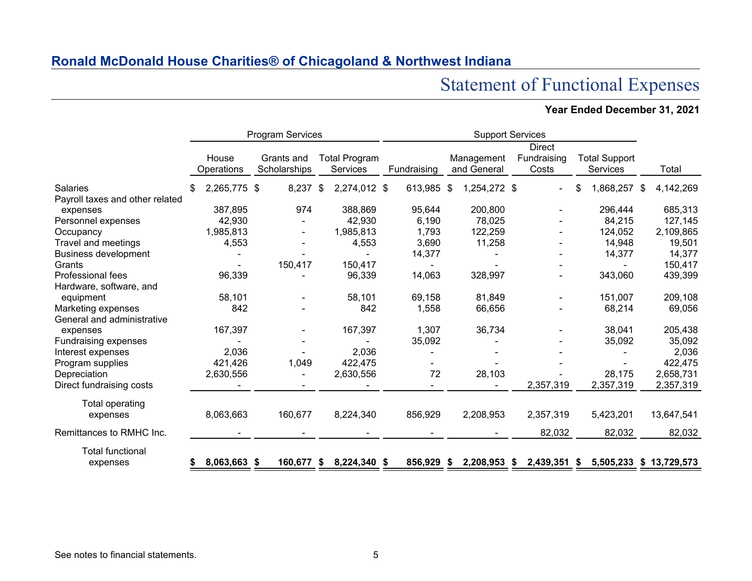## Ronald McDonald House Charities® of Chicagoland & Northwest Indiana

# Statement of Functional Expenses

**Year Ended December 31, 2021**

| | Program Services | | | Support Services | | | | |
|---|---|---|---|---|---|---|---|---|
| | House Operations | Grants and Scholarships | Total Program Services | Fundraising | Management and General | Direct Fundraising Costs | Total Support Services | Total |
| Salaries | $ 2,265,775 | $ 8,237 | $ 2,274,012 | $ 613,985 | $ 1,254,272 | $ - | $ 1,868,257 | $ 4,142,269 |
| Payroll taxes and other related expenses | 387,895 | 974 | 388,869 | 95,644 | 200,800 | - | 296,444 | 685,313 |
| Personnel expenses | 42,930 | - | 42,930 | 6,190 | 78,025 | - | 84,215 | 127,145 |
| Occupancy | 1,985,813 | - | 1,985,813 | 1,793 | 122,259 | - | 124,052 | 2,109,865 |
| Travel and meetings | 4,553 | - | 4,553 | 3,690 | 11,258 | - | 14,948 | 19,501 |
| Business development | - | - | - | 14,377 | - | - | 14,377 | 14,377 |
| Grants | - | 150,417 | 150,417 | - | - | - | - | 150,417 |
| Professional fees | 96,339 | - | 96,339 | 14,063 | 328,997 | - | 343,060 | 439,399 |
| Hardware, software, and equipment | 58,101 | - | 58,101 | 69,158 | 81,849 | - | 151,007 | 209,108 |
| Marketing expenses | 842 | - | 842 | 1,558 | 66,656 | - | 68,214 | 69,056 |
| General and administrative expenses | 167,397 | - | 167,397 | 1,307 | 36,734 | - | 38,041 | 205,438 |
| Fundraising expenses | - | - | - | 35,092 | - | - | 35,092 | 35,092 |
| Interest expenses | 2,036 | - | 2,036 | - | - | - | - | 2,036 |
| Program supplies | 421,426 | 1,049 | 422,475 | - | - | - | - | 422,475 |
| Depreciation | 2,630,556 | - | 2,630,556 | 72 | 28,103 | - | 28,175 | 2,658,731 |
| Direct fundraising costs | - | - | - | - | - | 2,357,319 | 2,357,319 | 2,357,319 |
| Total operating expenses | 8,063,663 | 160,677 | 8,224,340 | 856,929 | 2,208,953 | 2,357,319 | 5,423,201 | 13,647,541 |
| Remittances to RMHC Inc. | - | - | - | - | - | 82,032 | 82,032 | 82,032 |
| **Total functional expenses** | **$ 8,063,663** | **$ 160,677** | **$ 8,224,340** | **$ 856,929** | **$ 2,208,953** | **$ 2,439,351** | **$ 5,505,233** | **$ 13,729,573** |

See notes to financial statements.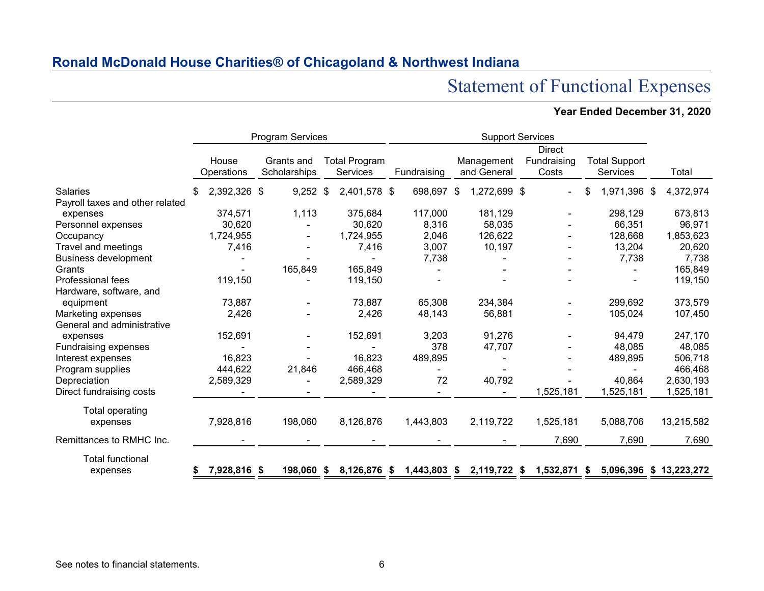## Ronald McDonald House Charities® of Chicagoland & Northwest Indiana

# Statement of Functional Expenses

**Year Ended December 31, 2020**

| | Program Services | | | Support Services | | | | |
|---|---|---|---|---|---|---|---|---|
| | House Operations | Grants and Scholarships | Total Program Services | Fundraising | Management and General | Direct Fundraising Costs | Total Support Services | Total |
| Salaries | $ 2,392,326 | $ 9,252 | $ 2,401,578 | $ 698,697 | $ 1,272,699 | $ - | $ 1,971,396 | $ 4,372,974 |
| Payroll taxes and other related expenses | 374,571 | 1,113 | 375,684 | 117,000 | 181,129 | - | 298,129 | 673,813 |
| Personnel expenses | 30,620 | - | 30,620 | 8,316 | 58,035 | - | 66,351 | 96,971 |
| Occupancy | 1,724,955 | - | 1,724,955 | 2,046 | 126,622 | - | 128,668 | 1,853,623 |
| Travel and meetings | 7,416 | - | 7,416 | 3,007 | 10,197 | - | 13,204 | 20,620 |
| Business development | - | - | - | 7,738 | - | - | 7,738 | 7,738 |
| Grants | - | 165,849 | 165,849 | - | - | - | - | 165,849 |
| Professional fees | 119,150 | - | 119,150 | - | - | - | - | 119,150 |
| Hardware, software, and equipment | 73,887 | - | 73,887 | 65,308 | 234,384 | - | 299,692 | 373,579 |
| Marketing expenses | 2,426 | - | 2,426 | 48,143 | 56,881 | - | 105,024 | 107,450 |
| General and administrative expenses | 152,691 | - | 152,691 | 3,203 | 91,276 | - | 94,479 | 247,170 |
| Fundraising expenses | - | - | - | 378 | 47,707 | - | 48,085 | 48,085 |
| Interest expenses | 16,823 | - | 16,823 | 489,895 | - | - | 489,895 | 506,718 |
| Program supplies | 444,622 | 21,846 | 466,468 | - | - | - | - | 466,468 |
| Depreciation | 2,589,329 | - | 2,589,329 | 72 | 40,792 | - | 40,864 | 2,630,193 |
| Direct fundraising costs | - | - | - | - | - | 1,525,181 | 1,525,181 | 1,525,181 |
| Total operating expenses | 7,928,816 | 198,060 | 8,126,876 | 1,443,803 | 2,119,722 | 1,525,181 | 5,088,706 | 13,215,582 |
| Remittances to RMHC Inc. | - | - | - | - | - | 7,690 | 7,690 | 7,690 |
| **Total functional expenses** | **$ 7,928,816** | **$ 198,060** | **$ 8,126,876** | **$ 1,443,803** | **$ 2,119,722** | **$ 1,532,871** | **$ 5,096,396** | **$ 13,223,272** |

See notes to financial statements.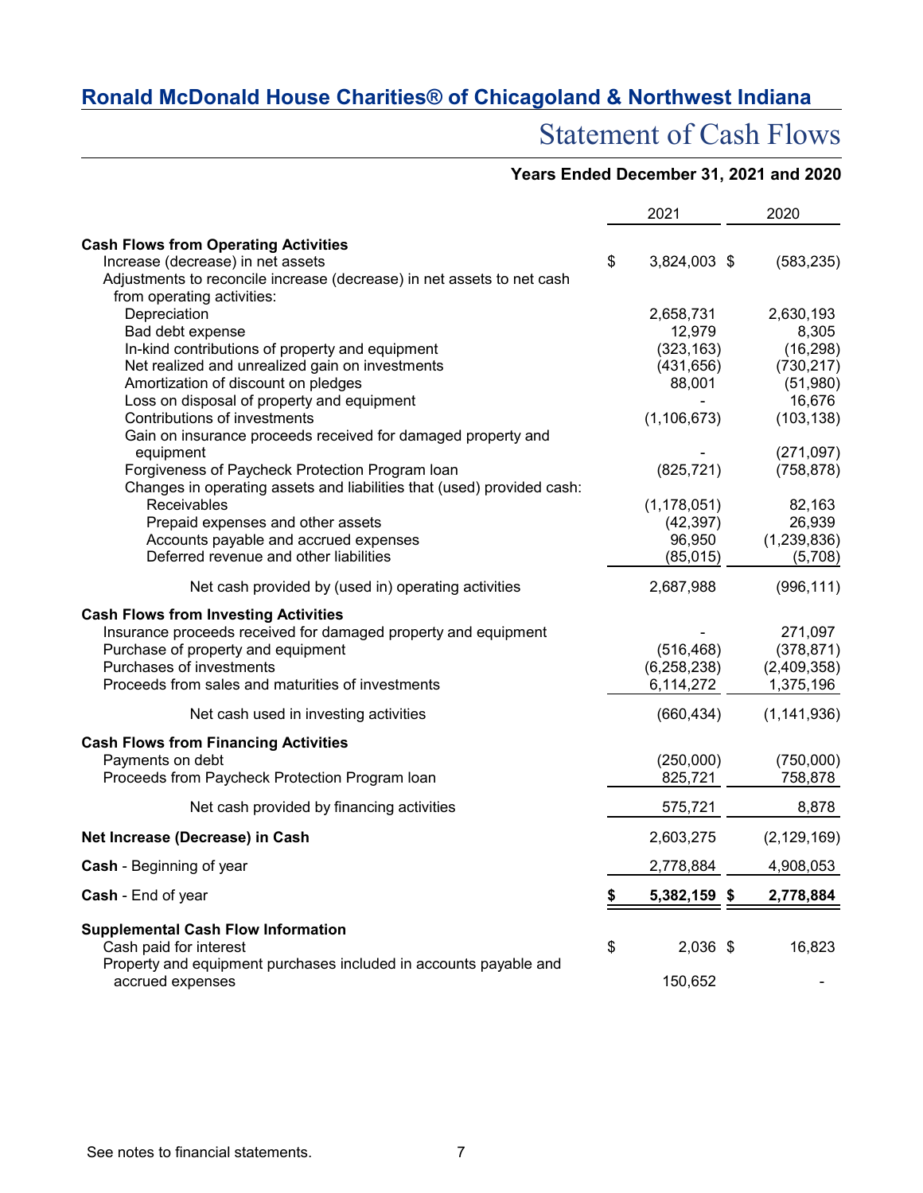## Ronald McDonald House Charities® of Chicagoland & Northwest Indiana

# Statement of Cash Flows

**Years Ended December 31, 2021 and 2020**

| | 2021 | 2020 |
|---|---|---|
| **Cash Flows from Operating Activities** | | |
| Increase (decrease) in net assets | $ 3,824,003 | $ (583,235) |
| Adjustments to reconcile increase (decrease) in net assets to net cash from operating activities: | | |
| Depreciation | 2,658,731 | 2,630,193 |
| Bad debt expense | 12,979 | 8,305 |
| In-kind contributions of property and equipment | (323,163) | (16,298) |
| Net realized and unrealized gain on investments | (431,656) | (730,217) |
| Amortization of discount on pledges | 88,001 | (51,980) |
| Loss on disposal of property and equipment | - | 16,676 |
| Contributions of investments | (1,106,673) | (103,138) |
| Gain on insurance proceeds received for damaged property and equipment | - | (271,097) |
| Forgiveness of Paycheck Protection Program loan | (825,721) | (758,878) |
| Changes in operating assets and liabilities that (used) provided cash: | | |
| Receivables | (1,178,051) | 82,163 |
| Prepaid expenses and other assets | (42,397) | 26,939 |
| Accounts payable and accrued expenses | 96,950 | (1,239,836) |
| Deferred revenue and other liabilities | (85,015) | (5,708) |
| Net cash provided by (used in) operating activities | 2,687,988 | (996,111) |
| **Cash Flows from Investing Activities** | | |
| Insurance proceeds received for damaged property and equipment | - | 271,097 |
| Purchase of property and equipment | (516,468) | (378,871) |
| Purchases of investments | (6,258,238) | (2,409,358) |
| Proceeds from sales and maturities of investments | 6,114,272 | 1,375,196 |
| Net cash used in investing activities | (660,434) | (1,141,936) |
| **Cash Flows from Financing Activities** | | |
| Payments on debt | (250,000) | (750,000) |
| Proceeds from Paycheck Protection Program loan | 825,721 | 758,878 |
| Net cash provided by financing activities | 575,721 | 8,878 |
| **Net Increase (Decrease) in Cash** | 2,603,275 | (2,129,169) |
| **Cash** - Beginning of year | 2,778,884 | 4,908,053 |
| **Cash** - End of year | **$ 5,382,159** | **$ 2,778,884** |
| **Supplemental Cash Flow Information** | | |
| Cash paid for interest | $ 2,036 | $ 16,823 |
| Property and equipment purchases included in accounts payable and accrued expenses | 150,652 | - |

See notes to financial statements.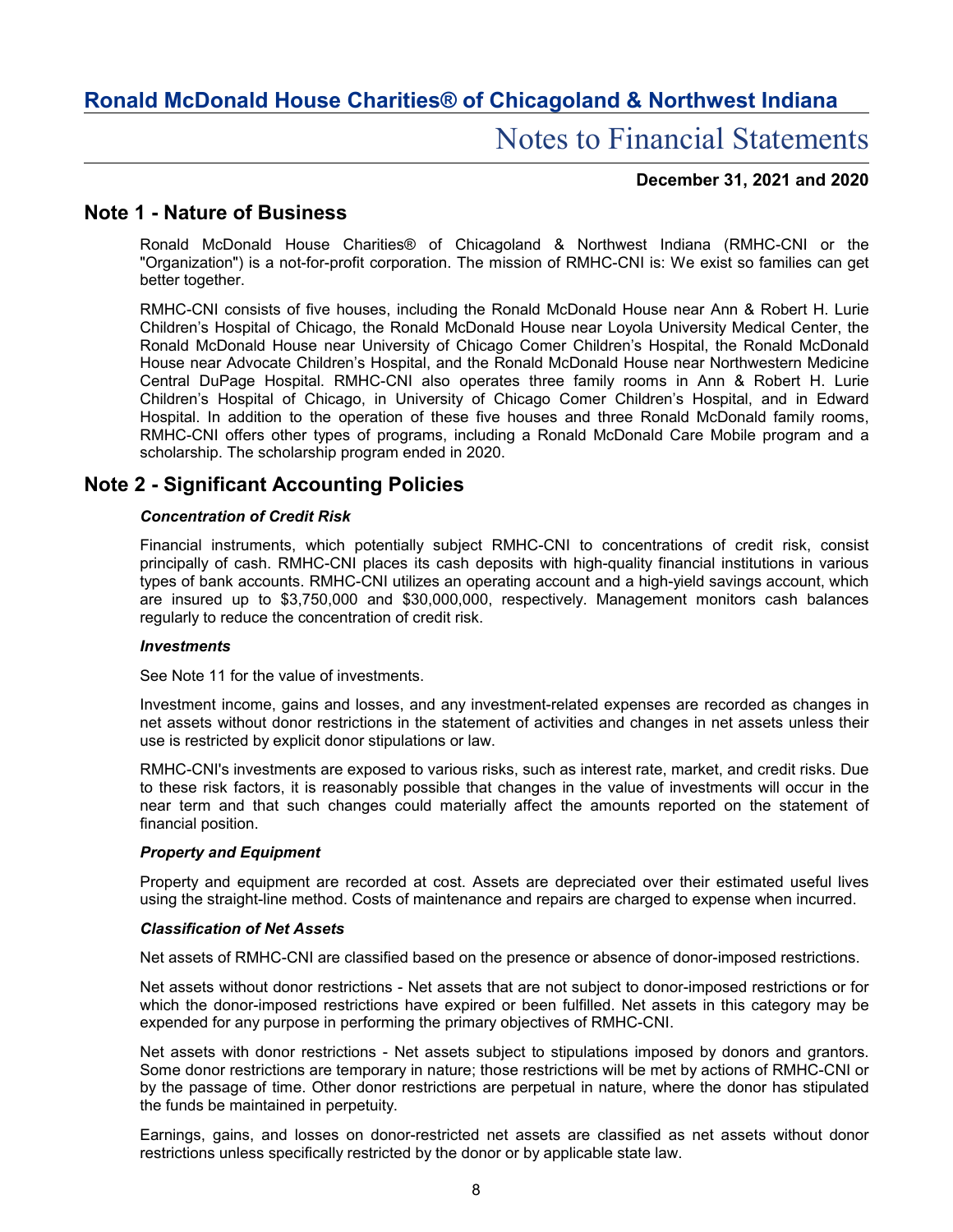## Note 1 - Nature of Business

Ronald McDonald House Charities® of Chicagoland & Northwest Indiana (RMHC-CNI or the "Organization") is a not-for-profit corporation. The mission of RMHC-CNI is: We exist so families can get better together.

RMHC-CNI consists of five houses, including the Ronald McDonald House near Ann & Robert H. Lurie Children's Hospital of Chicago, the Ronald McDonald House near Loyola University Medical Center, the Ronald McDonald House near University of Chicago Comer Children's Hospital, the Ronald McDonald House near Advocate Children's Hospital, and the Ronald McDonald House near Northwestern Medicine Central DuPage Hospital. RMHC-CNI also operates three family rooms in Ann & Robert H. Lurie Children's Hospital of Chicago, in University of Chicago Comer Children's Hospital, and in Edward Hospital. In addition to the operation of these five houses and three Ronald McDonald family rooms, RMHC-CNI offers other types of programs, including a Ronald McDonald Care Mobile program and a scholarship. The scholarship program ended in 2020.

## Note 2 - Significant Accounting Policies

### *Concentration of Credit Risk*

Financial instruments, which potentially subject RMHC-CNI to concentrations of credit risk, consist principally of cash. RMHC-CNI places its cash deposits with high-quality financial institutions in various types of bank accounts. RMHC-CNI utilizes an operating account and a high-yield savings account, which are insured up to $3,750,000 and $30,000,000, respectively. Management monitors cash balances regularly to reduce the concentration of credit risk.

### *Investments*

See Note 11 for the value of investments.

Investment income, gains and losses, and any investment-related expenses are recorded as changes in net assets without donor restrictions in the statement of activities and changes in net assets unless their use is restricted by explicit donor stipulations or law.

RMHC-CNI's investments are exposed to various risks, such as interest rate, market, and credit risks. Due to these risk factors, it is reasonably possible that changes in the value of investments will occur in the near term and that such changes could materially affect the amounts reported on the statement of financial position.

### *Property and Equipment*

Property and equipment are recorded at cost. Assets are depreciated over their estimated useful lives using the straight-line method. Costs of maintenance and repairs are charged to expense when incurred.

### *Classification of Net Assets*

Net assets of RMHC-CNI are classified based on the presence or absence of donor-imposed restrictions.

Net assets without donor restrictions - Net assets that are not subject to donor-imposed restrictions or for which the donor-imposed restrictions have expired or been fulfilled. Net assets in this category may be expended for any purpose in performing the primary objectives of RMHC-CNI.

Net assets with donor restrictions - Net assets subject to stipulations imposed by donors and grantors. Some donor restrictions are temporary in nature; those restrictions will be met by actions of RMHC-CNI or by the passage of time. Other donor restrictions are perpetual in nature, where the donor has stipulated the funds be maintained in perpetuity.

Earnings, gains, and losses on donor-restricted net assets are classified as net assets without donor restrictions unless specifically restricted by the donor or by applicable state law.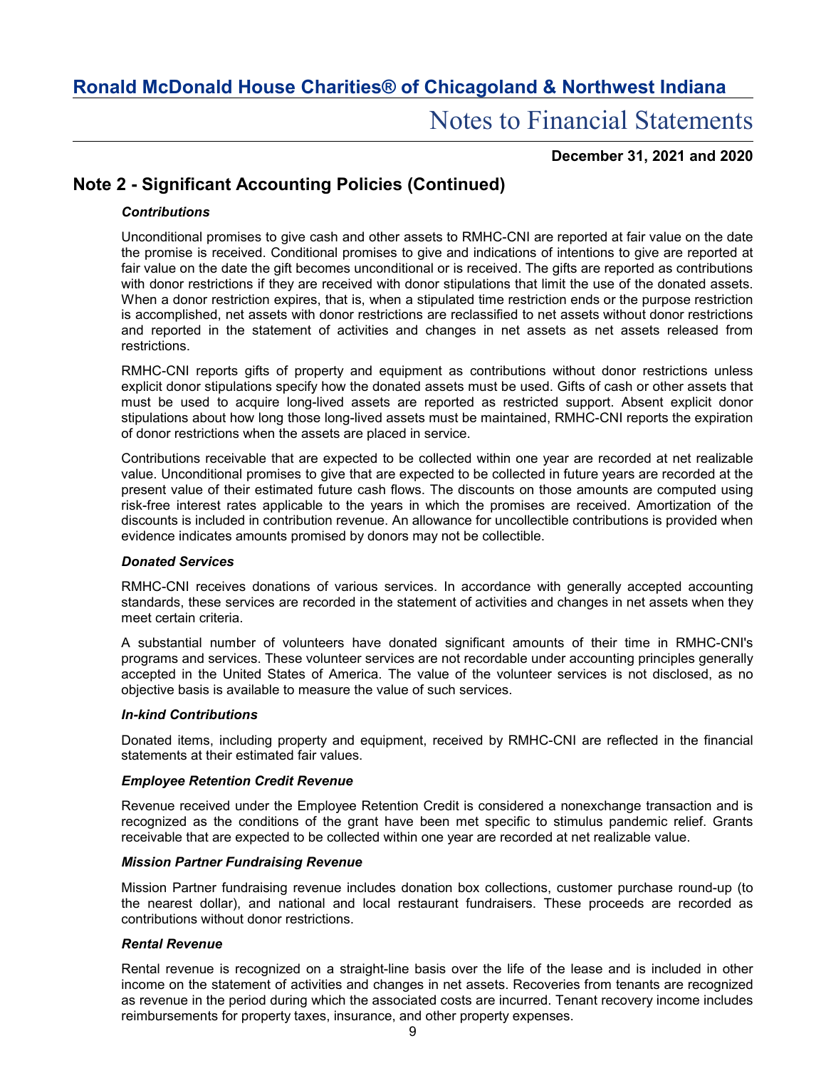## Note 2 - Significant Accounting Policies (Continued)

### *Contributions*

Unconditional promises to give cash and other assets to RMHC-CNI are reported at fair value on the date the promise is received. Conditional promises to give and indications of intentions to give are reported at fair value on the date the gift becomes unconditional or is received. The gifts are reported as contributions with donor restrictions if they are received with donor stipulations that limit the use of the donated assets. When a donor restriction expires, that is, when a stipulated time restriction ends or the purpose restriction is accomplished, net assets with donor restrictions are reclassified to net assets without donor restrictions and reported in the statement of activities and changes in net assets as net assets released from restrictions.

RMHC-CNI reports gifts of property and equipment as contributions without donor restrictions unless explicit donor stipulations specify how the donated assets must be used. Gifts of cash or other assets that must be used to acquire long-lived assets are reported as restricted support. Absent explicit donor stipulations about how long those long-lived assets must be maintained, RMHC-CNI reports the expiration of donor restrictions when the assets are placed in service.

Contributions receivable that are expected to be collected within one year are recorded at net realizable value. Unconditional promises to give that are expected to be collected in future years are recorded at the present value of their estimated future cash flows. The discounts on those amounts are computed using risk-free interest rates applicable to the years in which the promises are received. Amortization of the discounts is included in contribution revenue. An allowance for uncollectible contributions is provided when evidence indicates amounts promised by donors may not be collectible.

### *Donated Services*

RMHC-CNI receives donations of various services. In accordance with generally accepted accounting standards, these services are recorded in the statement of activities and changes in net assets when they meet certain criteria.

A substantial number of volunteers have donated significant amounts of their time in RMHC-CNI's programs and services. These volunteer services are not recordable under accounting principles generally accepted in the United States of America. The value of the volunteer services is not disclosed, as no objective basis is available to measure the value of such services.

### *In-kind Contributions*

Donated items, including property and equipment, received by RMHC-CNI are reflected in the financial statements at their estimated fair values.

### *Employee Retention Credit Revenue*

Revenue received under the Employee Retention Credit is considered a nonexchange transaction and is recognized as the conditions of the grant have been met specific to stimulus pandemic relief. Grants receivable that are expected to be collected within one year are recorded at net realizable value.

### *Mission Partner Fundraising Revenue*

Mission Partner fundraising revenue includes donation box collections, customer purchase round-up (to the nearest dollar), and national and local restaurant fundraisers. These proceeds are recorded as contributions without donor restrictions.

### *Rental Revenue*

Rental revenue is recognized on a straight-line basis over the life of the lease and is included in other income on the statement of activities and changes in net assets. Recoveries from tenants are recognized as revenue in the period during which the associated costs are incurred. Tenant recovery income includes reimbursements for property taxes, insurance, and other property expenses.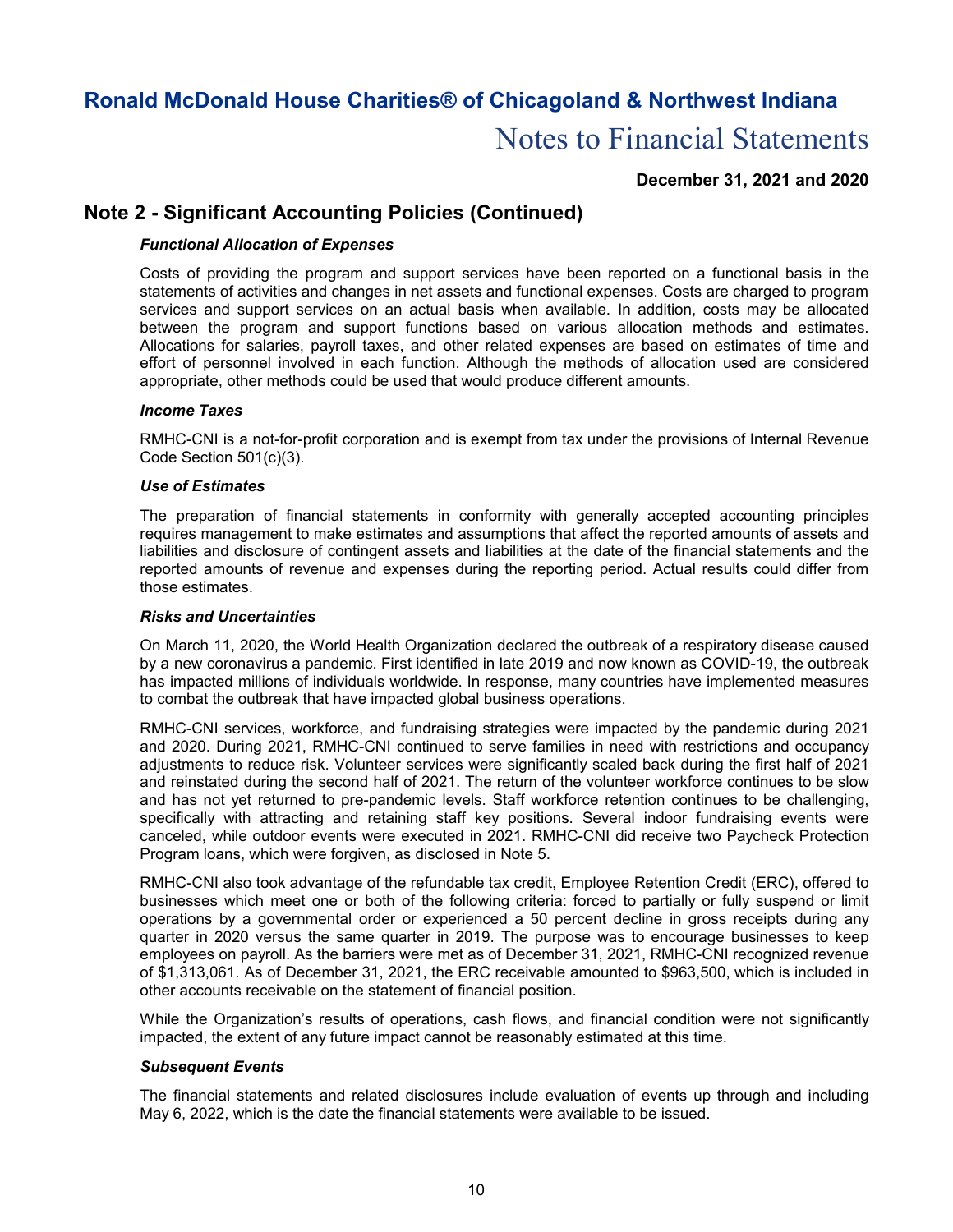## Note 2 - Significant Accounting Policies (Continued)

### *Functional Allocation of Expenses*

Costs of providing the program and support services have been reported on a functional basis in the statements of activities and changes in net assets and functional expenses. Costs are charged to program services and support services on an actual basis when available. In addition, costs may be allocated between the program and support functions based on various allocation methods and estimates. Allocations for salaries, payroll taxes, and other related expenses are based on estimates of time and effort of personnel involved in each function. Although the methods of allocation used are considered appropriate, other methods could be used that would produce different amounts.

### *Income Taxes*

RMHC-CNI is a not-for-profit corporation and is exempt from tax under the provisions of Internal Revenue Code Section 501(c)(3).

### *Use of Estimates*

The preparation of financial statements in conformity with generally accepted accounting principles requires management to make estimates and assumptions that affect the reported amounts of assets and liabilities and disclosure of contingent assets and liabilities at the date of the financial statements and the reported amounts of revenue and expenses during the reporting period. Actual results could differ from those estimates.

### *Risks and Uncertainties*

On March 11, 2020, the World Health Organization declared the outbreak of a respiratory disease caused by a new coronavirus a pandemic. First identified in late 2019 and now known as COVID-19, the outbreak has impacted millions of individuals worldwide. In response, many countries have implemented measures to combat the outbreak that have impacted global business operations.

RMHC-CNI services, workforce, and fundraising strategies were impacted by the pandemic during 2021 and 2020. During 2021, RMHC-CNI continued to serve families in need with restrictions and occupancy adjustments to reduce risk. Volunteer services were significantly scaled back during the first half of 2021 and reinstated during the second half of 2021. The return of the volunteer workforce continues to be slow and has not yet returned to pre-pandemic levels. Staff workforce retention continues to be challenging, specifically with attracting and retaining staff key positions. Several indoor fundraising events were canceled, while outdoor events were executed in 2021. RMHC-CNI did receive two Paycheck Protection Program loans, which were forgiven, as disclosed in Note 5.

RMHC-CNI also took advantage of the refundable tax credit, Employee Retention Credit (ERC), offered to businesses which meet one or both of the following criteria: forced to partially or fully suspend or limit operations by a governmental order or experienced a 50 percent decline in gross receipts during any quarter in 2020 versus the same quarter in 2019. The purpose was to encourage businesses to keep employees on payroll. As the barriers were met as of December 31, 2021, RMHC-CNI recognized revenue of $1,313,061. As of December 31, 2021, the ERC receivable amounted to $963,500, which is included in other accounts receivable on the statement of financial position.

While the Organization's results of operations, cash flows, and financial condition were not significantly impacted, the extent of any future impact cannot be reasonably estimated at this time.

### *Subsequent Events*

The financial statements and related disclosures include evaluation of events up through and including May 6, 2022, which is the date the financial statements were available to be issued.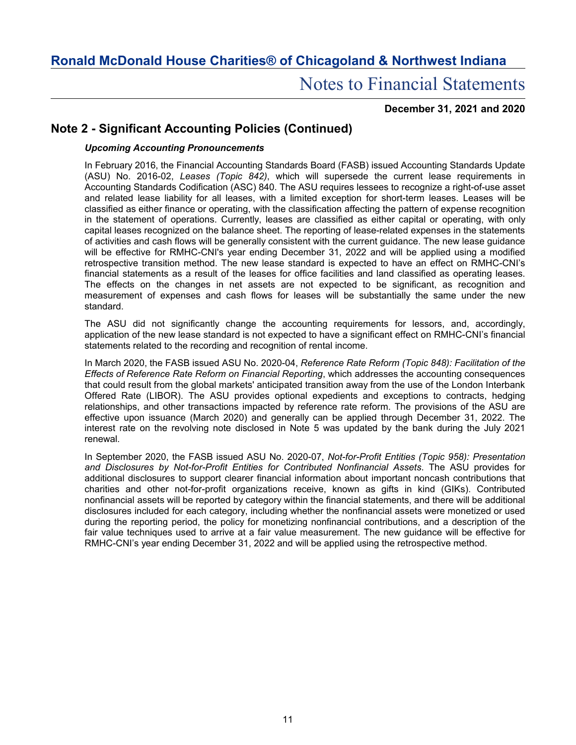## Note 2 - Significant Accounting Policies (Continued)

***Upcoming Accounting Pronouncements***

In February 2016, the Financial Accounting Standards Board (FASB) issued Accounting Standards Update (ASU) No. 2016-02, *Leases (Topic 842)*, which will supersede the current lease requirements in Accounting Standards Codification (ASC) 840. The ASU requires lessees to recognize a right-of-use asset and related lease liability for all leases, with a limited exception for short-term leases. Leases will be classified as either finance or operating, with the classification affecting the pattern of expense recognition in the statement of operations. Currently, leases are classified as either capital or operating, with only capital leases recognized on the balance sheet. The reporting of lease-related expenses in the statements of activities and cash flows will be generally consistent with the current guidance. The new lease guidance will be effective for RMHC-CNI's year ending December 31, 2022 and will be applied using a modified retrospective transition method. The new lease standard is expected to have an effect on RMHC-CNI's financial statements as a result of the leases for office facilities and land classified as operating leases. The effects on the changes in net assets are not expected to be significant, as recognition and measurement of expenses and cash flows for leases will be substantially the same under the new standard.

The ASU did not significantly change the accounting requirements for lessors, and, accordingly, application of the new lease standard is not expected to have a significant effect on RMHC-CNI's financial statements related to the recording and recognition of rental income.

In March 2020, the FASB issued ASU No. 2020-04, *Reference Rate Reform (Topic 848): Facilitation of the Effects of Reference Rate Reform on Financial Reporting*, which addresses the accounting consequences that could result from the global markets' anticipated transition away from the use of the London Interbank Offered Rate (LIBOR). The ASU provides optional expedients and exceptions to contracts, hedging relationships, and other transactions impacted by reference rate reform. The provisions of the ASU are effective upon issuance (March 2020) and generally can be applied through December 31, 2022. The interest rate on the revolving note disclosed in Note 5 was updated by the bank during the July 2021 renewal.

In September 2020, the FASB issued ASU No. 2020-07, *Not-for-Profit Entities (Topic 958): Presentation and Disclosures by Not-for-Profit Entities for Contributed Nonfinancial Assets*. The ASU provides for additional disclosures to support clearer financial information about important noncash contributions that charities and other not-for-profit organizations receive, known as gifts in kind (GIKs). Contributed nonfinancial assets will be reported by category within the financial statements, and there will be additional disclosures included for each category, including whether the nonfinancial assets were monetized or used during the reporting period, the policy for monetizing nonfinancial contributions, and a description of the fair value techniques used to arrive at a fair value measurement. The new guidance will be effective for RMHC-CNI's year ending December 31, 2022 and will be applied using the retrospective method.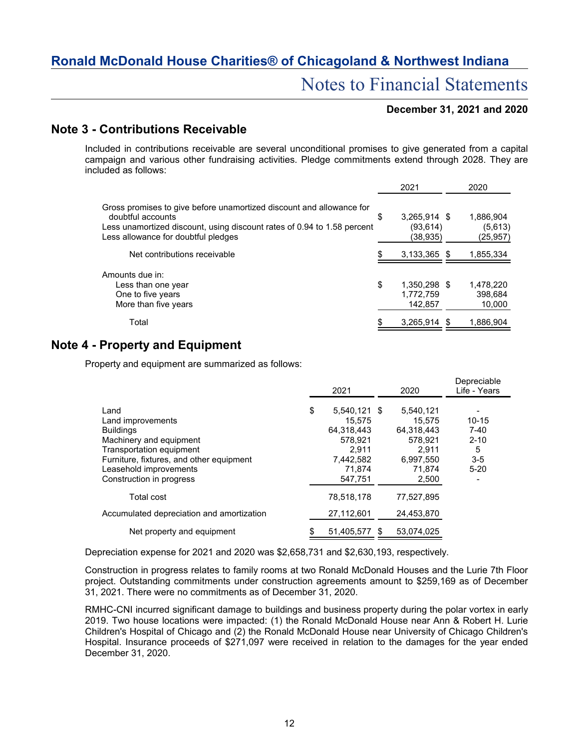## Note 3 - Contributions Receivable

Included in contributions receivable are several unconditional promises to give generated from a capital campaign and various other fundraising activities. Pledge commitments extend through 2028. They are included as follows:

| | 2021 | 2020 |
|---|---|---|
| Gross promises to give before unamortized discount and allowance for doubtful accounts | $ 3,265,914 | $ 1,886,904 |
| Less unamortized discount, using discount rates of 0.94 to 1.58 percent | (93,614) | (5,613) |
| Less allowance for doubtful pledges | (38,935) | (25,957) |
| Net contributions receivable | $ 3,133,365 | $ 1,855,334 |
| Amounts due in: | | |
| Less than one year | $ 1,350,298 | $ 1,478,220 |
| One to five years | 1,772,759 | 398,684 |
| More than five years | 142,857 | 10,000 |
| Total | $ 3,265,914 | $ 1,886,904 |

## Note 4 - Property and Equipment

Property and equipment are summarized as follows:

| | 2021 | 2020 | Depreciable Life - Years |
|---|---|---|---|
| Land | $ 5,540,121 | $ 5,540,121 | - |
| Land improvements | 15,575 | 15,575 | 10-15 |
| Buildings | 64,318,443 | 64,318,443 | 7-40 |
| Machinery and equipment | 578,921 | 578,921 | 2-10 |
| Transportation equipment | 2,911 | 2,911 | 5 |
| Furniture, fixtures, and other equipment | 7,442,582 | 6,997,550 | 3-5 |
| Leasehold improvements | 71,874 | 71,874 | 5-20 |
| Construction in progress | 547,751 | 2,500 | - |
| Total cost | 78,518,178 | 77,527,895 | |
| Accumulated depreciation and amortization | 27,112,601 | 24,453,870 | |
| Net property and equipment | $ 51,405,577 | $ 53,074,025 | |

Depreciation expense for 2021 and 2020 was $2,658,731 and $2,630,193, respectively.

Construction in progress relates to family rooms at two Ronald McDonald Houses and the Lurie 7th Floor project. Outstanding commitments under construction agreements amount to $259,169 as of December 31, 2021. There were no commitments as of December 31, 2020.

RMHC-CNI incurred significant damage to buildings and business property during the polar vortex in early 2019. Two house locations were impacted: (1) the Ronald McDonald House near Ann & Robert H. Lurie Children's Hospital of Chicago and (2) the Ronald McDonald House near University of Chicago Children's Hospital. Insurance proceeds of $271,097 were received in relation to the damages for the year ended December 31, 2020.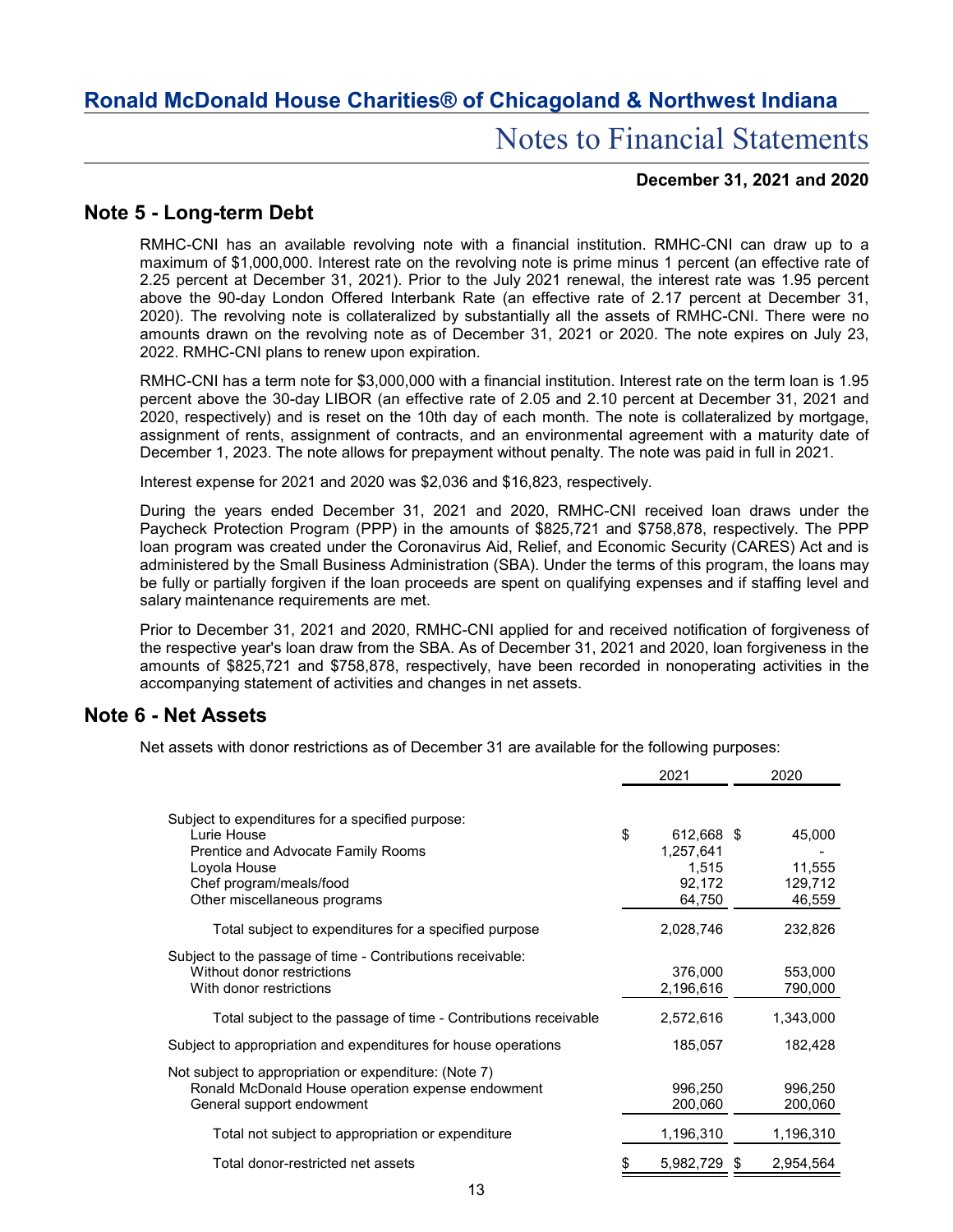## Note 5 - Long-term Debt

RMHC-CNI has an available revolving note with a financial institution. RMHC-CNI can draw up to a maximum of $1,000,000. Interest rate on the revolving note is prime minus 1 percent (an effective rate of 2.25 percent at December 31, 2021). Prior to the July 2021 renewal, the interest rate was 1.95 percent above the 90-day London Offered Interbank Rate (an effective rate of 2.17 percent at December 31, 2020). The revolving note is collateralized by substantially all the assets of RMHC-CNI. There were no amounts drawn on the revolving note as of December 31, 2021 or 2020. The note expires on July 23, 2022. RMHC-CNI plans to renew upon expiration.

RMHC-CNI has a term note for $3,000,000 with a financial institution. Interest rate on the term loan is 1.95 percent above the 30-day LIBOR (an effective rate of 2.05 and 2.10 percent at December 31, 2021 and 2020, respectively) and is reset on the 10th day of each month. The note is collateralized by mortgage, assignment of rents, assignment of contracts, and an environmental agreement with a maturity date of December 1, 2023. The note allows for prepayment without penalty. The note was paid in full in 2021.

Interest expense for 2021 and 2020 was $2,036 and $16,823, respectively.

During the years ended December 31, 2021 and 2020, RMHC-CNI received loan draws under the Paycheck Protection Program (PPP) in the amounts of $825,721 and $758,878, respectively. The PPP loan program was created under the Coronavirus Aid, Relief, and Economic Security (CARES) Act and is administered by the Small Business Administration (SBA). Under the terms of this program, the loans may be fully or partially forgiven if the loan proceeds are spent on qualifying expenses and if staffing level and salary maintenance requirements are met.

Prior to December 31, 2021 and 2020, RMHC-CNI applied for and received notification of forgiveness of the respective year's loan draw from the SBA. As of December 31, 2021 and 2020, loan forgiveness in the amounts of $825,721 and $758,878, respectively, have been recorded in nonoperating activities in the accompanying statement of activities and changes in net assets.

## Note 6 - Net Assets

Net assets with donor restrictions as of December 31 are available for the following purposes:

| | 2021 | 2020 |
|---|---|---|
| Subject to expenditures for a specified purpose: | | |
| Lurie House | $ 612,668 | $ 45,000 |
| Prentice and Advocate Family Rooms | 1,257,641 | - |
| Loyola House | 1,515 | 11,555 |
| Chef program/meals/food | 92,172 | 129,712 |
| Other miscellaneous programs | 64,750 | 46,559 |
| Total subject to expenditures for a specified purpose | 2,028,746 | 232,826 |
| Subject to the passage of time - Contributions receivable: | | |
| Without donor restrictions | 376,000 | 553,000 |
| With donor restrictions | 2,196,616 | 790,000 |
| Total subject to the passage of time - Contributions receivable | 2,572,616 | 1,343,000 |
| Subject to appropriation and expenditures for house operations | 185,057 | 182,428 |
| Not subject to appropriation or expenditure: (Note 7) | | |
| Ronald McDonald House operation expense endowment | 996,250 | 996,250 |
| General support endowment | 200,060 | 200,060 |
| Total not subject to appropriation or expenditure | 1,196,310 | 1,196,310 |
| Total donor-restricted net assets | $ 5,982,729 | $ 2,954,564 |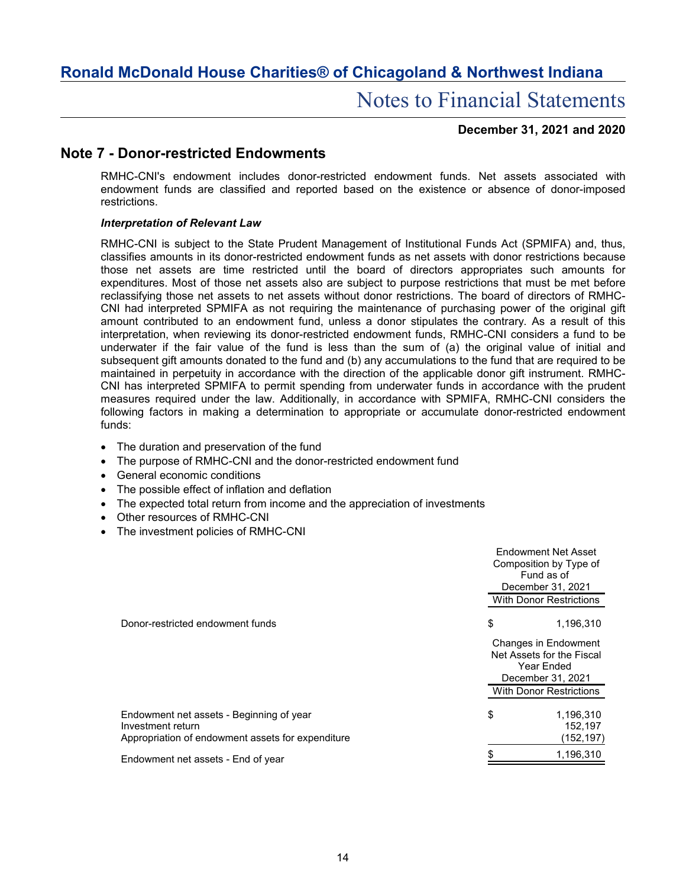# Note 7 - Donor-restricted Endowments

RMHC-CNI's endowment includes donor-restricted endowment funds. Net assets associated with endowment funds are classified and reported based on the existence or absence of donor-imposed restrictions.

### *Interpretation of Relevant Law*

RMHC-CNI is subject to the State Prudent Management of Institutional Funds Act (SPMIFA) and, thus, classifies amounts in its donor-restricted endowment funds as net assets with donor restrictions because those net assets are time restricted until the board of directors appropriates such amounts for expenditures. Most of those net assets also are subject to purpose restrictions that must be met before reclassifying those net assets to net assets without donor restrictions. The board of directors of RMHC-CNI had interpreted SPMIFA as not requiring the maintenance of purchasing power of the original gift amount contributed to an endowment fund, unless a donor stipulates the contrary. As a result of this interpretation, when reviewing its donor-restricted endowment funds, RMHC-CNI considers a fund to be underwater if the fair value of the fund is less than the sum of (a) the original value of initial and subsequent gift amounts donated to the fund and (b) any accumulations to the fund that are required to be maintained in perpetuity in accordance with the direction of the applicable donor gift instrument. RMHC-CNI has interpreted SPMIFA to permit spending from underwater funds in accordance with the prudent measures required under the law. Additionally, in accordance with SPMIFA, RMHC-CNI considers the following factors in making a determination to appropriate or accumulate donor-restricted endowment funds:

- The duration and preservation of the fund
- The purpose of RMHC-CNI and the donor-restricted endowment fund
- General economic conditions
- The possible effect of inflation and deflation
- The expected total return from income and the appreciation of investments
- Other resources of RMHC-CNI
- The investment policies of RMHC-CNI

| | Endowment Net Asset Composition by Type of Fund as of December 31, 2021 |
|---|---|
| | With Donor Restrictions |
| Donor-restricted endowment funds | $ 1,196,310 |

| | Changes in Endowment Net Assets for the Fiscal Year Ended December 31, 2021 |
|---|---|
| | With Donor Restrictions |
| Endowment net assets - Beginning of year | $ 1,196,310 |
| Investment return | 152,197 |
| Appropriation of endowment assets for expenditure | (152,197) |
| Endowment net assets - End of year | $ 1,196,310 |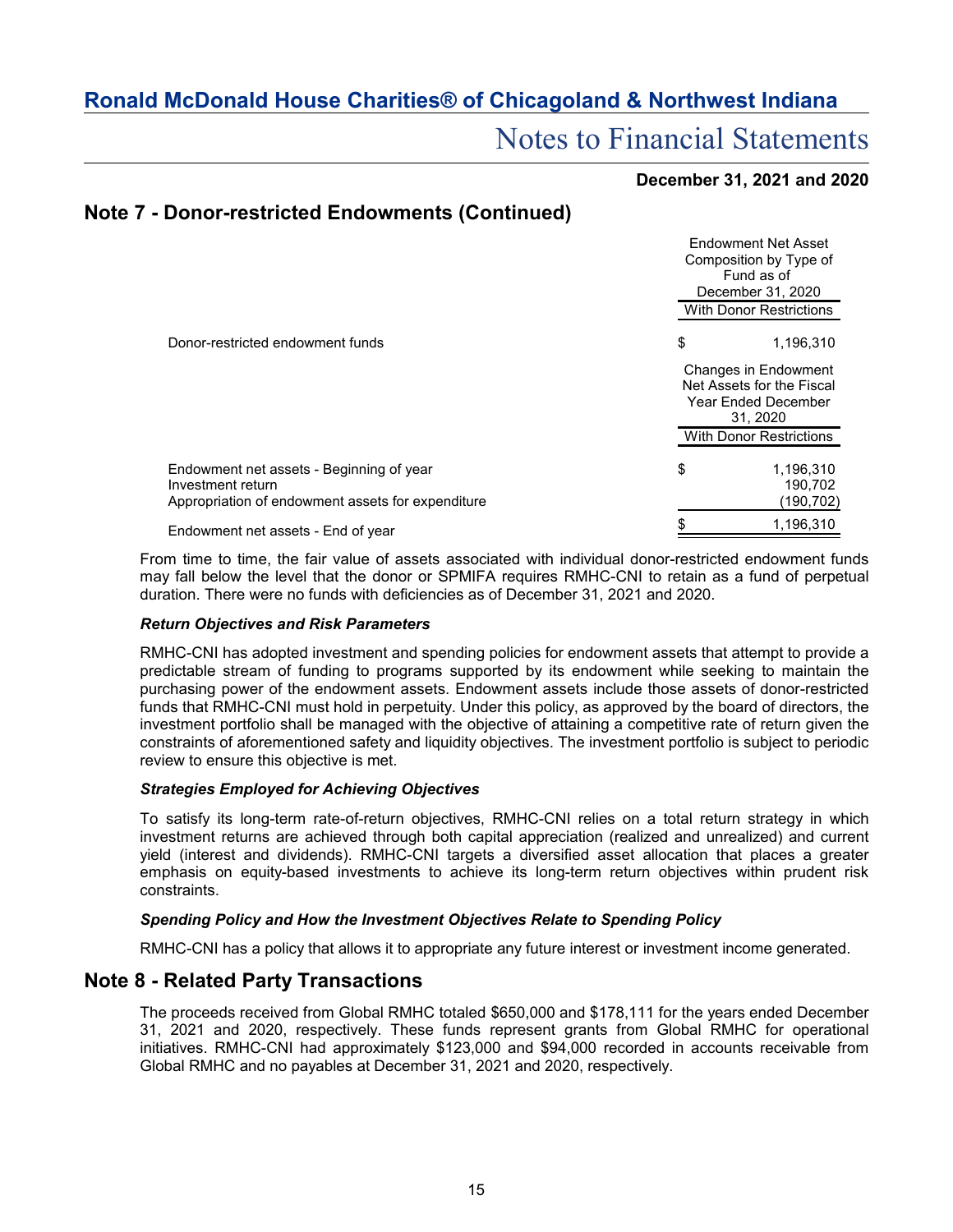## Note 7 - Donor-restricted Endowments (Continued)

| | Endowment Net Asset Composition by Type of Fund as of December 31, 2020 |
|---|---|
| | With Donor Restrictions |
| Donor-restricted endowment funds | $ 1,196,310 |

| | Changes in Endowment Net Assets for the Fiscal Year Ended December 31, 2020 |
|---|---|
| | With Donor Restrictions |
| Endowment net assets - Beginning of year | $ 1,196,310 |
| Investment return | 190,702 |
| Appropriation of endowment assets for expenditure | (190,702) |
| Endowment net assets - End of year | $ 1,196,310 |

From time to time, the fair value of assets associated with individual donor-restricted endowment funds may fall below the level that the donor or SPMIFA requires RMHC-CNI to retain as a fund of perpetual duration. There were no funds with deficiencies as of December 31, 2021 and 2020.

### *Return Objectives and Risk Parameters*

RMHC-CNI has adopted investment and spending policies for endowment assets that attempt to provide a predictable stream of funding to programs supported by its endowment while seeking to maintain the purchasing power of the endowment assets. Endowment assets include those assets of donor-restricted funds that RMHC-CNI must hold in perpetuity. Under this policy, as approved by the board of directors, the investment portfolio shall be managed with the objective of attaining a competitive rate of return given the constraints of aforementioned safety and liquidity objectives. The investment portfolio is subject to periodic review to ensure this objective is met.

### *Strategies Employed for Achieving Objectives*

To satisfy its long-term rate-of-return objectives, RMHC-CNI relies on a total return strategy in which investment returns are achieved through both capital appreciation (realized and unrealized) and current yield (interest and dividends). RMHC-CNI targets a diversified asset allocation that places a greater emphasis on equity-based investments to achieve its long-term return objectives within prudent risk constraints.

### *Spending Policy and How the Investment Objectives Relate to Spending Policy*

RMHC-CNI has a policy that allows it to appropriate any future interest or investment income generated.

## Note 8 - Related Party Transactions

The proceeds received from Global RMHC totaled $650,000 and $178,111 for the years ended December 31, 2021 and 2020, respectively. These funds represent grants from Global RMHC for operational initiatives. RMHC-CNI had approximately $123,000 and $94,000 recorded in accounts receivable from Global RMHC and no payables at December 31, 2021 and 2020, respectively.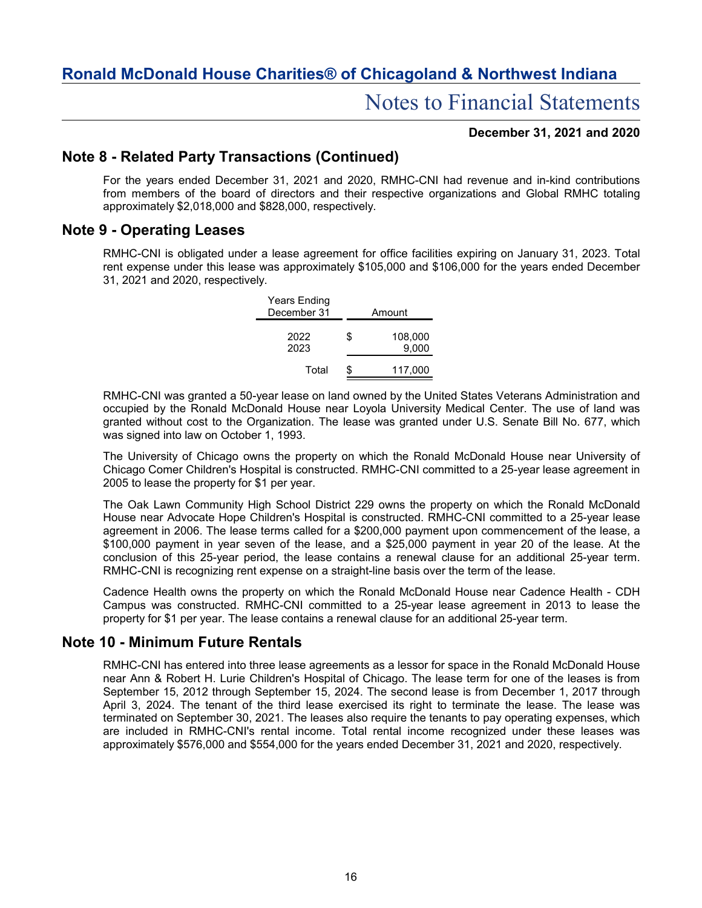## Note 8 - Related Party Transactions (Continued)

For the years ended December 31, 2021 and 2020, RMHC-CNI had revenue and in-kind contributions from members of the board of directors and their respective organizations and Global RMHC totaling approximately $2,018,000 and $828,000, respectively.

## Note 9 - Operating Leases

RMHC-CNI is obligated under a lease agreement for office facilities expiring on January 31, 2023. Total rent expense under this lease was approximately $105,000 and $106,000 for the years ended December 31, 2021 and 2020, respectively.

| Years Ending December 31 | Amount |
|---|---|
| 2022 | $ 108,000 |
| 2023 | 9,000 |
| Total | $ 117,000 |

RMHC-CNI was granted a 50-year lease on land owned by the United States Veterans Administration and occupied by the Ronald McDonald House near Loyola University Medical Center. The use of land was granted without cost to the Organization. The lease was granted under U.S. Senate Bill No. 677, which was signed into law on October 1, 1993.

The University of Chicago owns the property on which the Ronald McDonald House near University of Chicago Comer Children's Hospital is constructed. RMHC-CNI committed to a 25-year lease agreement in 2005 to lease the property for $1 per year.

The Oak Lawn Community High School District 229 owns the property on which the Ronald McDonald House near Advocate Hope Children's Hospital is constructed. RMHC-CNI committed to a 25-year lease agreement in 2006. The lease terms called for a $200,000 payment upon commencement of the lease, a $100,000 payment in year seven of the lease, and a $25,000 payment in year 20 of the lease. At the conclusion of this 25-year period, the lease contains a renewal clause for an additional 25-year term. RMHC-CNI is recognizing rent expense on a straight-line basis over the term of the lease.

Cadence Health owns the property on which the Ronald McDonald House near Cadence Health - CDH Campus was constructed. RMHC-CNI committed to a 25-year lease agreement in 2013 to lease the property for $1 per year. The lease contains a renewal clause for an additional 25-year term.

## Note 10 - Minimum Future Rentals

RMHC-CNI has entered into three lease agreements as a lessor for space in the Ronald McDonald House near Ann & Robert H. Lurie Children's Hospital of Chicago. The lease term for one of the leases is from September 15, 2012 through September 15, 2024. The second lease is from December 1, 2017 through April 3, 2024. The tenant of the third lease exercised its right to terminate the lease. The lease was terminated on September 30, 2021. The leases also require the tenants to pay operating expenses, which are included in RMHC-CNI's rental income. Total rental income recognized under these leases was approximately $576,000 and $554,000 for the years ended December 31, 2021 and 2020, respectively.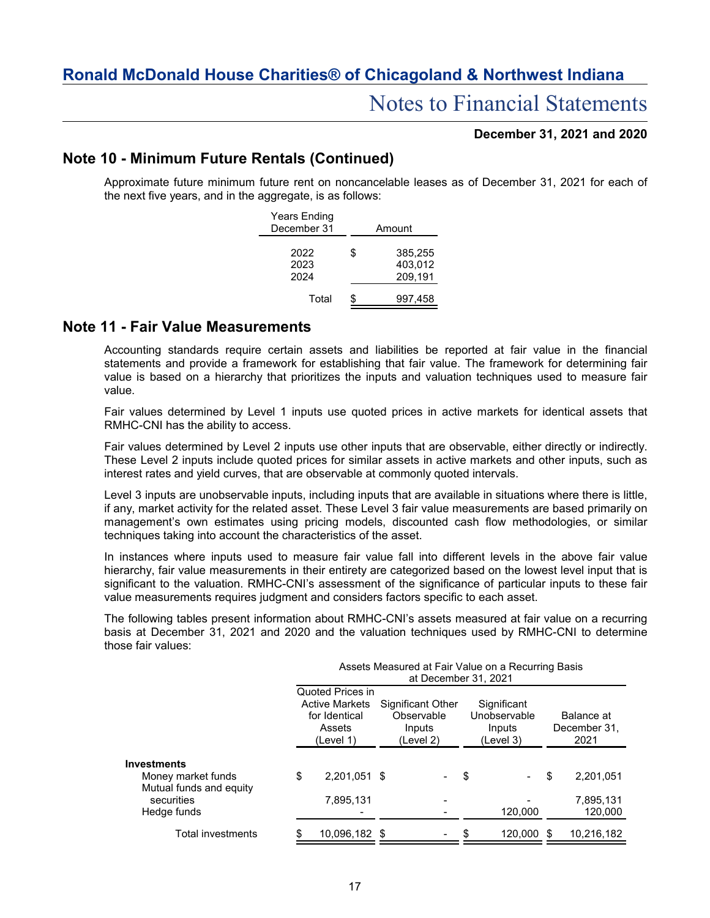## Note 10 - Minimum Future Rentals (Continued)

Approximate future minimum future rent on noncancelable leases as of December 31, 2021 for each of the next five years, and in the aggregate, is as follows:

| Years Ending December 31 | Amount |
|---|---|
| 2022 | $ 385,255 |
| 2023 | 403,012 |
| 2024 | 209,191 |
| Total | $ 997,458 |

## Note 11 - Fair Value Measurements

Accounting standards require certain assets and liabilities be reported at fair value in the financial statements and provide a framework for establishing that fair value. The framework for determining fair value is based on a hierarchy that prioritizes the inputs and valuation techniques used to measure fair value.

Fair values determined by Level 1 inputs use quoted prices in active markets for identical assets that RMHC-CNI has the ability to access.

Fair values determined by Level 2 inputs use other inputs that are observable, either directly or indirectly. These Level 2 inputs include quoted prices for similar assets in active markets and other inputs, such as interest rates and yield curves, that are observable at commonly quoted intervals.

Level 3 inputs are unobservable inputs, including inputs that are available in situations where there is little, if any, market activity for the related asset. These Level 3 fair value measurements are based primarily on management's own estimates using pricing models, discounted cash flow methodologies, or similar techniques taking into account the characteristics of the asset.

In instances where inputs used to measure fair value fall into different levels in the above fair value hierarchy, fair value measurements in their entirety are categorized based on the lowest level input that is significant to the valuation. RMHC-CNI's assessment of the significance of particular inputs to these fair value measurements requires judgment and considers factors specific to each asset.

The following tables present information about RMHC-CNI's assets measured at fair value on a recurring basis at December 31, 2021 and 2020 and the valuation techniques used by RMHC-CNI to determine those fair values:

| | Assets Measured at Fair Value on a Recurring Basis at December 31, 2021 | | | |
|---|---|---|---|---|
| | Quoted Prices in Active Markets for Identical Assets (Level 1) | Significant Other Observable Inputs (Level 2) | Significant Unobservable Inputs (Level 3) | Balance at December 31, 2021 |
| **Investments** | | | | |
| Money market funds | $ 2,201,051 | $ - | $ - | $ 2,201,051 |
| Mutual funds and equity securities | 7,895,131 | - | - | 7,895,131 |
| Hedge funds | - | - | 120,000 | 120,000 |
| Total investments | $ 10,096,182 | $ - | $ 120,000 | $ 10,216,182 |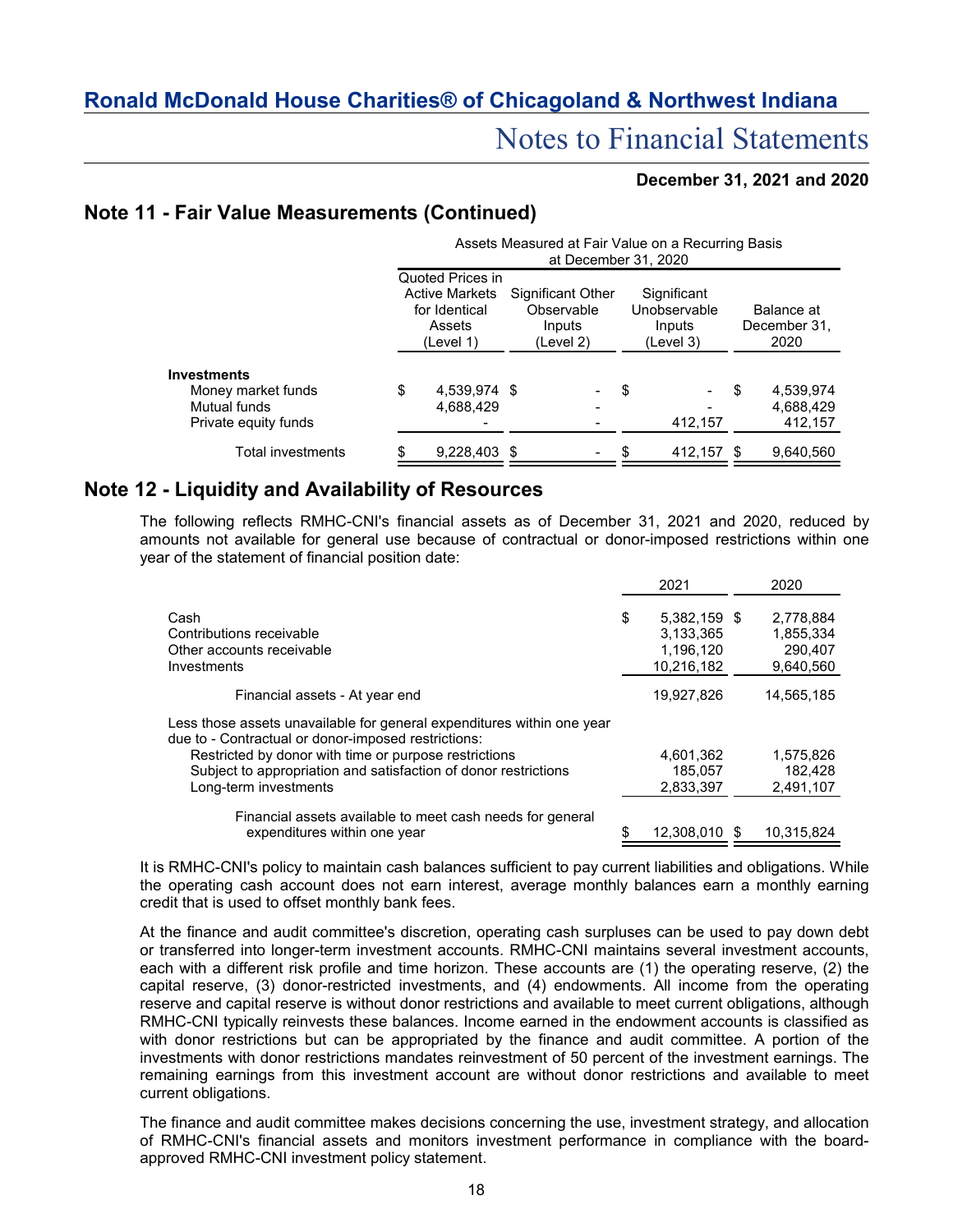## Note 11 - Fair Value Measurements (Continued)

| | Assets Measured at Fair Value on a Recurring Basis at December 31, 2020 | | | |
|---|---|---|---|---|
| | Quoted Prices in Active Markets for Identical Assets (Level 1) | Significant Other Observable Inputs (Level 2) | Significant Unobservable Inputs (Level 3) | Balance at December 31, 2020 |
| **Investments** | | | | |
| Money market funds | $ 4,539,974 | $ - | $ - | $ 4,539,974 |
| Mutual funds | 4,688,429 | - | - | 4,688,429 |
| Private equity funds | - | - | 412,157 | 412,157 |
| Total investments | $ 9,228,403 | $ - | $ 412,157 | $ 9,640,560 |

## Note 12 - Liquidity and Availability of Resources

The following reflects RMHC-CNI's financial assets as of December 31, 2021 and 2020, reduced by amounts not available for general use because of contractual or donor-imposed restrictions within one year of the statement of financial position date:

| | 2021 | 2020 |
|---|---|---|
| Cash | $ 5,382,159 | $ 2,778,884 |
| Contributions receivable | 3,133,365 | 1,855,334 |
| Other accounts receivable | 1,196,120 | 290,407 |
| Investments | 10,216,182 | 9,640,560 |
| Financial assets - At year end | 19,927,826 | 14,565,185 |
| Less those assets unavailable for general expenditures within one year due to - Contractual or donor-imposed restrictions: | | |
| Restricted by donor with time or purpose restrictions | 4,601,362 | 1,575,826 |
| Subject to appropriation and satisfaction of donor restrictions | 185,057 | 182,428 |
| Long-term investments | 2,833,397 | 2,491,107 |
| Financial assets available to meet cash needs for general expenditures within one year | $ 12,308,010 | $ 10,315,824 |

It is RMHC-CNI's policy to maintain cash balances sufficient to pay current liabilities and obligations. While the operating cash account does not earn interest, average monthly balances earn a monthly earning credit that is used to offset monthly bank fees.

At the finance and audit committee's discretion, operating cash surpluses can be used to pay down debt or transferred into longer-term investment accounts. RMHC-CNI maintains several investment accounts, each with a different risk profile and time horizon. These accounts are (1) the operating reserve, (2) the capital reserve, (3) donor-restricted investments, and (4) endowments. All income from the operating reserve and capital reserve is without donor restrictions and available to meet current obligations, although RMHC-CNI typically reinvests these balances. Income earned in the endowment accounts is classified as with donor restrictions but can be appropriated by the finance and audit committee. A portion of the investments with donor restrictions mandates reinvestment of 50 percent of the investment earnings. The remaining earnings from this investment account are without donor restrictions and available to meet current obligations.

The finance and audit committee makes decisions concerning the use, investment strategy, and allocation of RMHC-CNI's financial assets and monitors investment performance in compliance with the board-approved RMHC-CNI investment policy statement.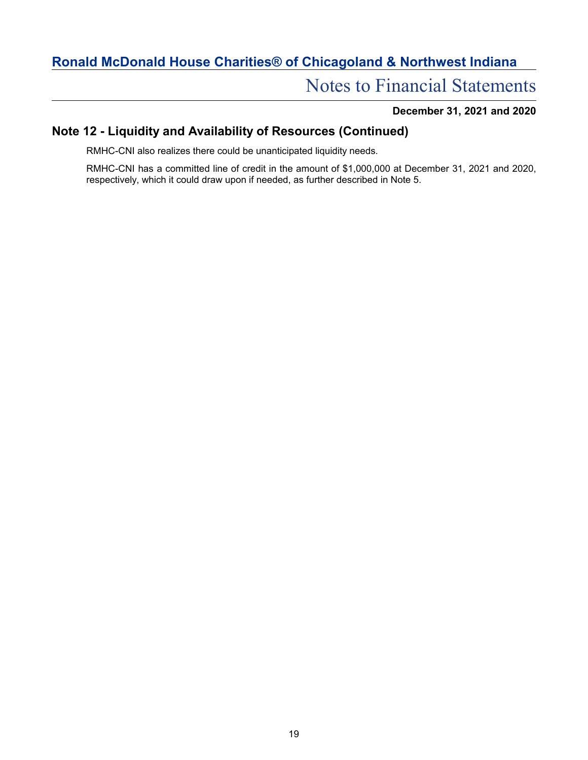## Note 12 - Liquidity and Availability of Resources (Continued)

RMHC-CNI also realizes there could be unanticipated liquidity needs.

RMHC-CNI has a committed line of credit in the amount of $1,000,000 at December 31, 2021 and 2020, respectively, which it could draw upon if needed, as further described in Note 5.